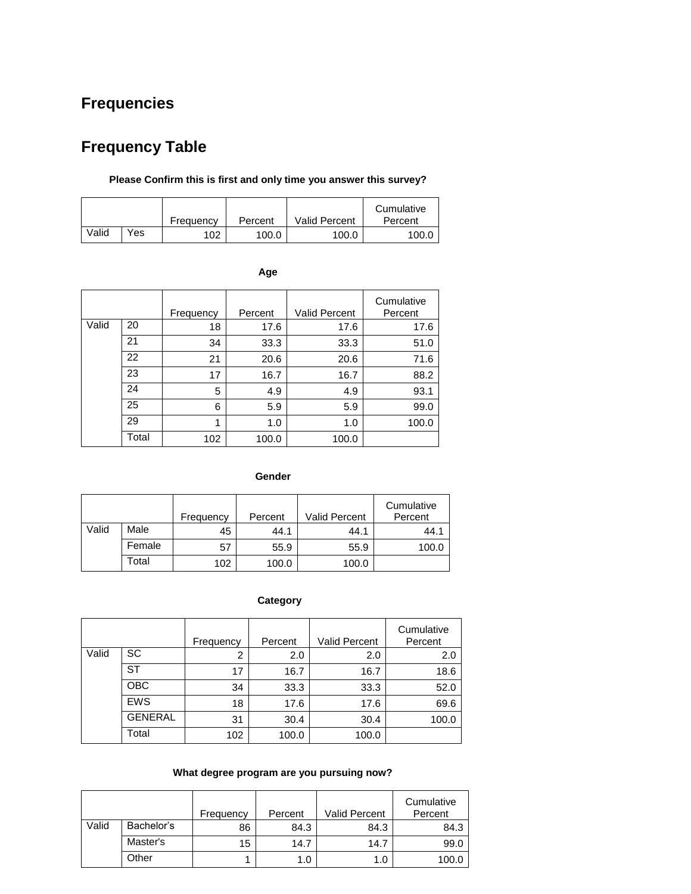# Frequencies

# Frequency Table

**Please Confirm this is first and only time you answer this survey?**

| | | Frequency | Percent | Valid Percent | Cumulative Percent |
|---|---|---|---|---|---|
| Valid | Yes | 102 | 100.0 | 100.0 | 100.0 |

**Age**

| | | Frequency | Percent | Valid Percent | Cumulative Percent |
|---|---|---|---|---|---|
| Valid | 20 | 18 | 17.6 | 17.6 | 17.6 |
| | 21 | 34 | 33.3 | 33.3 | 51.0 |
| | 22 | 21 | 20.6 | 20.6 | 71.6 |
| | 23 | 17 | 16.7 | 16.7 | 88.2 |
| | 24 | 5 | 4.9 | 4.9 | 93.1 |
| | 25 | 6 | 5.9 | 5.9 | 99.0 |
| | 29 | 1 | 1.0 | 1.0 | 100.0 |
| | Total | 102 | 100.0 | 100.0 | |

**Gender**

| | | Frequency | Percent | Valid Percent | Cumulative Percent |
|---|---|---|---|---|---|
| Valid | Male | 45 | 44.1 | 44.1 | 44.1 |
| | Female | 57 | 55.9 | 55.9 | 100.0 |
| | Total | 102 | 100.0 | 100.0 | |

**Category**

| | | Frequency | Percent | Valid Percent | Cumulative Percent |
|---|---|---|---|---|---|
| Valid | SC | 2 | 2.0 | 2.0 | 2.0 |
| | ST | 17 | 16.7 | 16.7 | 18.6 |
| | OBC | 34 | 33.3 | 33.3 | 52.0 |
| | EWS | 18 | 17.6 | 17.6 | 69.6 |
| | GENERAL | 31 | 30.4 | 30.4 | 100.0 |
| | Total | 102 | 100.0 | 100.0 | |

**What degree program are you pursuing now?**

| | | Frequency | Percent | Valid Percent | Cumulative Percent |
|---|---|---|---|---|---|
| Valid | Bachelor’s | 86 | 84.3 | 84.3 | 84.3 |
| | Master's | 15 | 14.7 | 14.7 | 99.0 |
| | Other | 1 | 1.0 | 1.0 | 100.0 |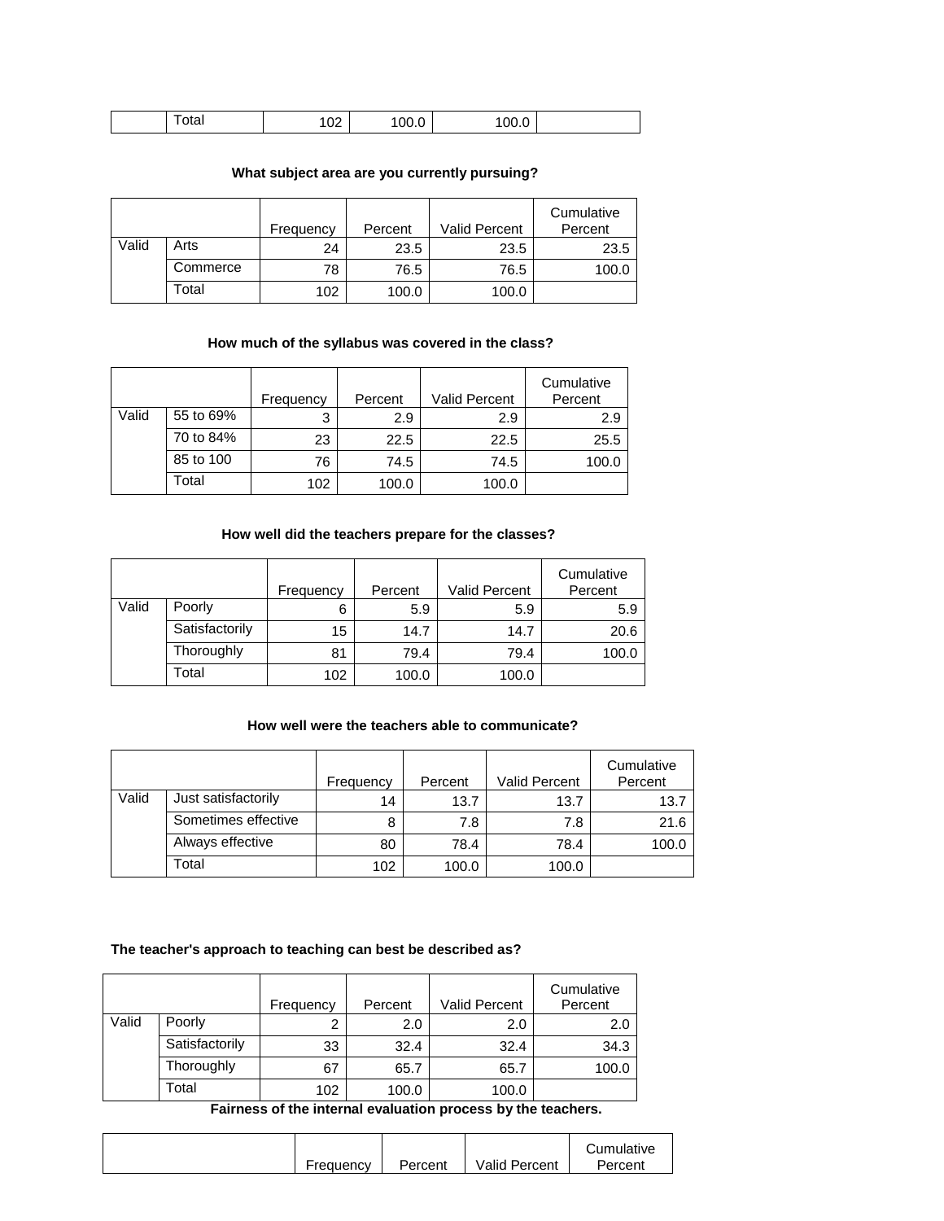| | Total | 102 | 100.0 | 100.0 | |
|---|---|---|---|---|---|

**What subject area are you currently pursuing?**

| | | Frequency | Percent | Valid Percent | Cumulative Percent |
|---|---|---|---|---|---|
| Valid | Arts | 24 | 23.5 | 23.5 | 23.5 |
| | Commerce | 78 | 76.5 | 76.5 | 100.0 |
| | Total | 102 | 100.0 | 100.0 | |

**How much of the syllabus was covered in the class?**

| | | Frequency | Percent | Valid Percent | Cumulative Percent |
|---|---|---|---|---|---|
| Valid | 55 to 69% | 3 | 2.9 | 2.9 | 2.9 |
| | 70 to 84% | 23 | 22.5 | 22.5 | 25.5 |
| | 85 to 100 | 76 | 74.5 | 74.5 | 100.0 |
| | Total | 102 | 100.0 | 100.0 | |

**How well did the teachers prepare for the classes?**

| | | Frequency | Percent | Valid Percent | Cumulative Percent |
|---|---|---|---|---|---|
| Valid | Poorly | 6 | 5.9 | 5.9 | 5.9 |
| | Satisfactorily | 15 | 14.7 | 14.7 | 20.6 |
| | Thoroughly | 81 | 79.4 | 79.4 | 100.0 |
| | Total | 102 | 100.0 | 100.0 | |

**How well were the teachers able to communicate?**

| | | Frequency | Percent | Valid Percent | Cumulative Percent |
|---|---|---|---|---|---|
| Valid | Just satisfactorily | 14 | 13.7 | 13.7 | 13.7 |
| | Sometimes effective | 8 | 7.8 | 7.8 | 21.6 |
| | Always effective | 80 | 78.4 | 78.4 | 100.0 |
| | Total | 102 | 100.0 | 100.0 | |

**The teacher's approach to teaching can best be described as?**

| | | Frequency | Percent | Valid Percent | Cumulative Percent |
|---|---|---|---|---|---|
| Valid | Poorly | 2 | 2.0 | 2.0 | 2.0 |
| | Satisfactorily | 33 | 32.4 | 32.4 | 34.3 |
| | Thoroughly | 67 | 65.7 | 65.7 | 100.0 |
| | Total | 102 | 100.0 | 100.0 | |

**Fairness of the internal evaluation process by the teachers.**

| | Frequency | Percent | Valid Percent | Cumulative Percent |
|---|---|---|---|---|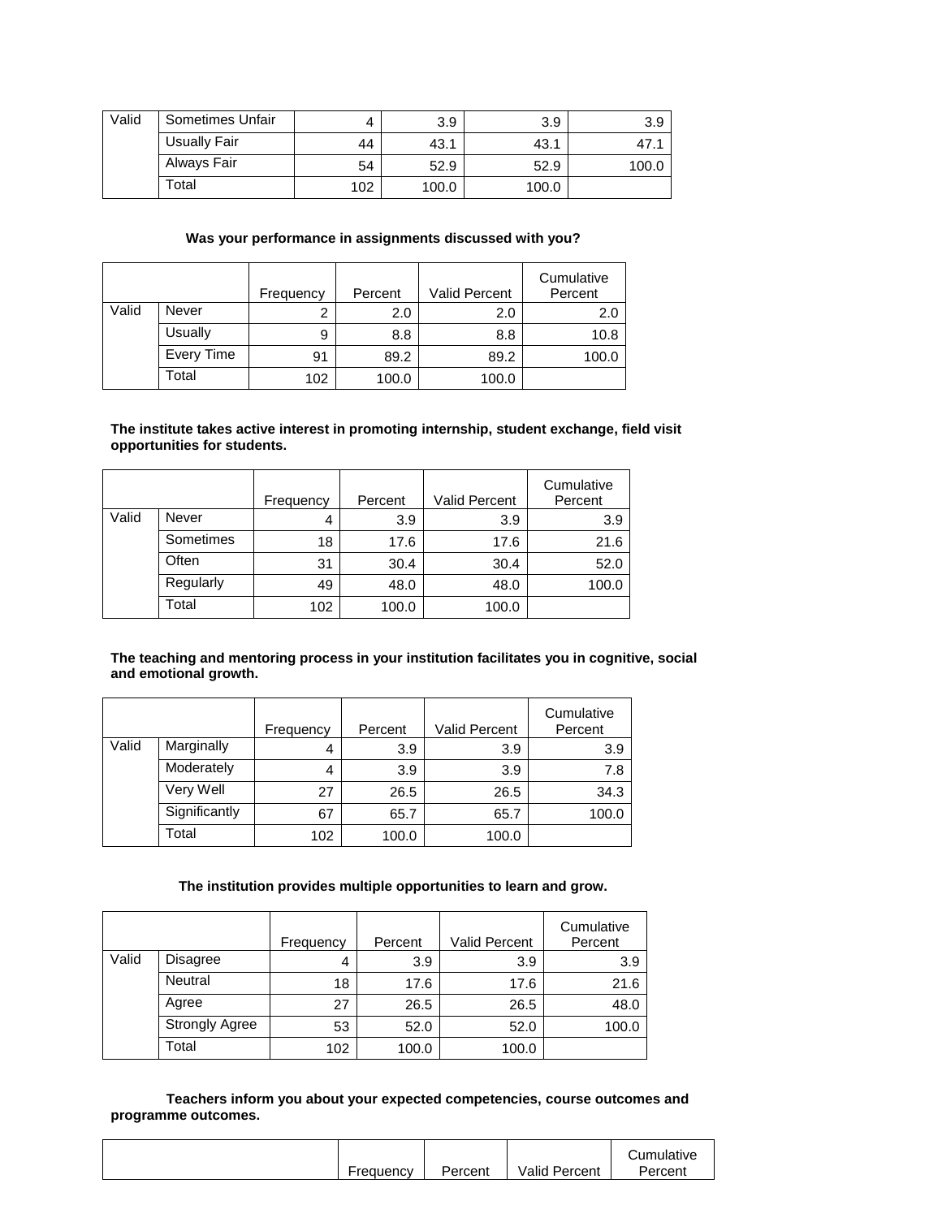| | | | | | |
|---|---|---|---|---|---|
| Valid | Sometimes Unfair | 4 | 3.9 | 3.9 | 3.9 |
| | Usually Fair | 44 | 43.1 | 43.1 | 47.1 |
| | Always Fair | 54 | 52.9 | 52.9 | 100.0 |
| | Total | 102 | 100.0 | 100.0 | |

**Was your performance in assignments discussed with you?**

| | | Frequency | Percent | Valid Percent | Cumulative Percent |
|---|---|---|---|---|---|
| Valid | Never | 2 | 2.0 | 2.0 | 2.0 |
| | Usually | 9 | 8.8 | 8.8 | 10.8 |
| | Every Time | 91 | 89.2 | 89.2 | 100.0 |
| | Total | 102 | 100.0 | 100.0 | |

**The institute takes active interest in promoting internship, student exchange, field visit opportunities for students.**

| | | Frequency | Percent | Valid Percent | Cumulative Percent |
|---|---|---|---|---|---|
| Valid | Never | 4 | 3.9 | 3.9 | 3.9 |
| | Sometimes | 18 | 17.6 | 17.6 | 21.6 |
| | Often | 31 | 30.4 | 30.4 | 52.0 |
| | Regularly | 49 | 48.0 | 48.0 | 100.0 |
| | Total | 102 | 100.0 | 100.0 | |

**The teaching and mentoring process in your institution facilitates you in cognitive, social and emotional growth.**

| | | Frequency | Percent | Valid Percent | Cumulative Percent |
|---|---|---|---|---|---|
| Valid | Marginally | 4 | 3.9 | 3.9 | 3.9 |
| | Moderately | 4 | 3.9 | 3.9 | 7.8 |
| | Very Well | 27 | 26.5 | 26.5 | 34.3 |
| | Significantly | 67 | 65.7 | 65.7 | 100.0 |
| | Total | 102 | 100.0 | 100.0 | |

**The institution provides multiple opportunities to learn and grow.**

| | | Frequency | Percent | Valid Percent | Cumulative Percent |
|---|---|---|---|---|---|
| Valid | Disagree | 4 | 3.9 | 3.9 | 3.9 |
| | Neutral | 18 | 17.6 | 17.6 | 21.6 |
| | Agree | 27 | 26.5 | 26.5 | 48.0 |
| | Strongly Agree | 53 | 52.0 | 52.0 | 100.0 |
| | Total | 102 | 100.0 | 100.0 | |

**Teachers inform you about your expected competencies, course outcomes and programme outcomes.**

| | Frequency | Percent | Valid Percent | Cumulative Percent |
|---|---|---|---|---|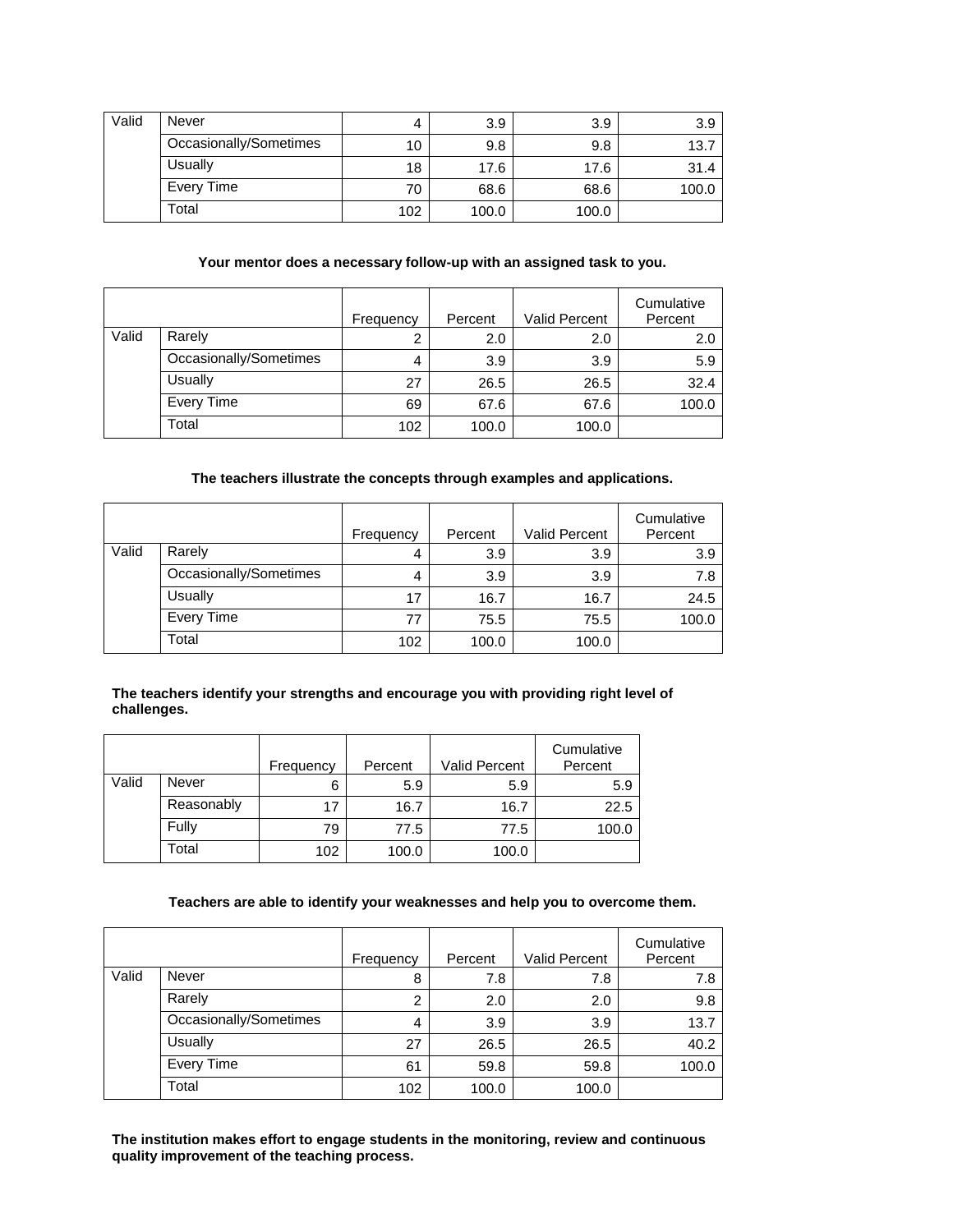| | | Frequency | Percent | Valid Percent | Cumulative Percent |
|---|---|---|---|---|---|
| Valid | Never | 4 | 3.9 | 3.9 | 3.9 |
| | Occasionally/Sometimes | 10 | 9.8 | 9.8 | 13.7 |
| | Usually | 18 | 17.6 | 17.6 | 31.4 |
| | Every Time | 70 | 68.6 | 68.6 | 100.0 |
| | Total | 102 | 100.0 | 100.0 | |

**Your mentor does a necessary follow-up with an assigned task to you.**

| | | Frequency | Percent | Valid Percent | Cumulative Percent |
|---|---|---|---|---|---|
| Valid | Rarely | 2 | 2.0 | 2.0 | 2.0 |
| | Occasionally/Sometimes | 4 | 3.9 | 3.9 | 5.9 |
| | Usually | 27 | 26.5 | 26.5 | 32.4 |
| | Every Time | 69 | 67.6 | 67.6 | 100.0 |
| | Total | 102 | 100.0 | 100.0 | |

**The teachers illustrate the concepts through examples and applications.**

| | | Frequency | Percent | Valid Percent | Cumulative Percent |
|---|---|---|---|---|---|
| Valid | Rarely | 4 | 3.9 | 3.9 | 3.9 |
| | Occasionally/Sometimes | 4 | 3.9 | 3.9 | 7.8 |
| | Usually | 17 | 16.7 | 16.7 | 24.5 |
| | Every Time | 77 | 75.5 | 75.5 | 100.0 |
| | Total | 102 | 100.0 | 100.0 | |

**The teachers identify your strengths and encourage you with providing right level of challenges.**

| | | Frequency | Percent | Valid Percent | Cumulative Percent |
|---|---|---|---|---|---|
| Valid | Never | 6 | 5.9 | 5.9 | 5.9 |
| | Reasonably | 17 | 16.7 | 16.7 | 22.5 |
| | Fully | 79 | 77.5 | 77.5 | 100.0 |
| | Total | 102 | 100.0 | 100.0 | |

**Teachers are able to identify your weaknesses and help you to overcome them.**

| | | Frequency | Percent | Valid Percent | Cumulative Percent |
|---|---|---|---|---|---|
| Valid | Never | 8 | 7.8 | 7.8 | 7.8 |
| | Rarely | 2 | 2.0 | 2.0 | 9.8 |
| | Occasionally/Sometimes | 4 | 3.9 | 3.9 | 13.7 |
| | Usually | 27 | 26.5 | 26.5 | 40.2 |
| | Every Time | 61 | 59.8 | 59.8 | 100.0 |
| | Total | 102 | 100.0 | 100.0 | |

**The institution makes effort to engage students in the monitoring, review and continuous quality improvement of the teaching process.**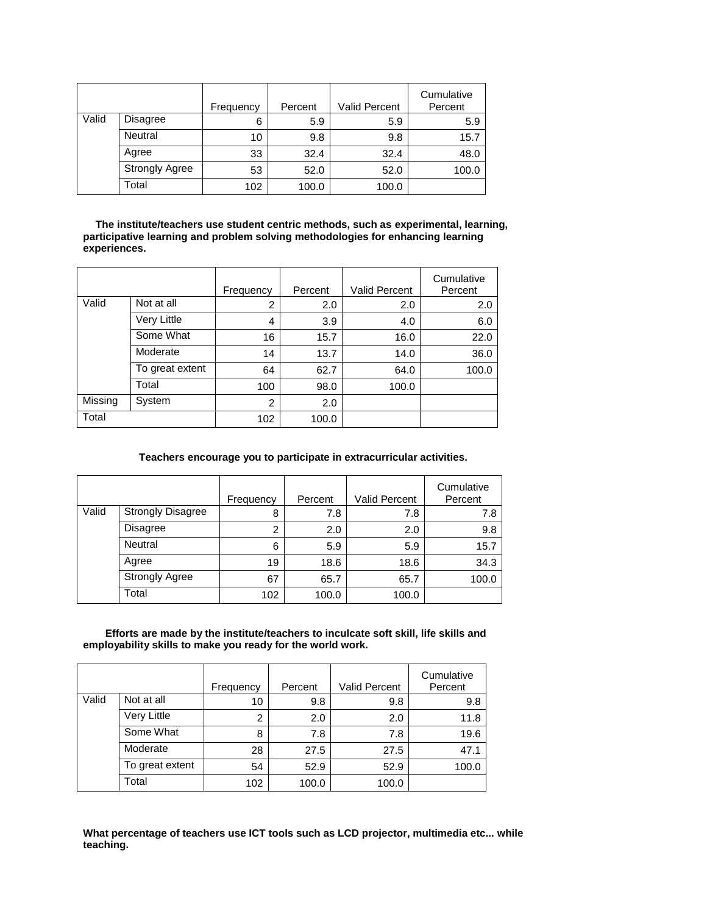| | | Frequency | Percent | Valid Percent | Cumulative Percent |
|---|---|---|---|---|---|
| Valid | Disagree | 6 | 5.9 | 5.9 | 5.9 |
| | Neutral | 10 | 9.8 | 9.8 | 15.7 |
| | Agree | 33 | 32.4 | 32.4 | 48.0 |
| | Strongly Agree | 53 | 52.0 | 52.0 | 100.0 |
| | Total | 102 | 100.0 | 100.0 | |

**The institute/teachers use student centric methods, such as experimental, learning, participative learning and problem solving methodologies for enhancing learning experiences.**

| | | Frequency | Percent | Valid Percent | Cumulative Percent |
|---|---|---|---|---|---|
| Valid | Not at all | 2 | 2.0 | 2.0 | 2.0 |
| | Very Little | 4 | 3.9 | 4.0 | 6.0 |
| | Some What | 16 | 15.7 | 16.0 | 22.0 |
| | Moderate | 14 | 13.7 | 14.0 | 36.0 |
| | To great extent | 64 | 62.7 | 64.0 | 100.0 |
| | Total | 100 | 98.0 | 100.0 | |
| Missing | System | 2 | 2.0 | | |
| Total | | 102 | 100.0 | | |

**Teachers encourage you to participate in extracurricular activities.**

| | | Frequency | Percent | Valid Percent | Cumulative Percent |
|---|---|---|---|---|---|
| Valid | Strongly Disagree | 8 | 7.8 | 7.8 | 7.8 |
| | Disagree | 2 | 2.0 | 2.0 | 9.8 |
| | Neutral | 6 | 5.9 | 5.9 | 15.7 |
| | Agree | 19 | 18.6 | 18.6 | 34.3 |
| | Strongly Agree | 67 | 65.7 | 65.7 | 100.0 |
| | Total | 102 | 100.0 | 100.0 | |

**Efforts are made by the institute/teachers to inculcate soft skill, life skills and employability skills to make you ready for the world work.**

| | | Frequency | Percent | Valid Percent | Cumulative Percent |
|---|---|---|---|---|---|
| Valid | Not at all | 10 | 9.8 | 9.8 | 9.8 |
| | Very Little | 2 | 2.0 | 2.0 | 11.8 |
| | Some What | 8 | 7.8 | 7.8 | 19.6 |
| | Moderate | 28 | 27.5 | 27.5 | 47.1 |
| | To great extent | 54 | 52.9 | 52.9 | 100.0 |
| | Total | 102 | 100.0 | 100.0 | |

**What percentage of teachers use ICT tools such as LCD projector, multimedia etc... while teaching.**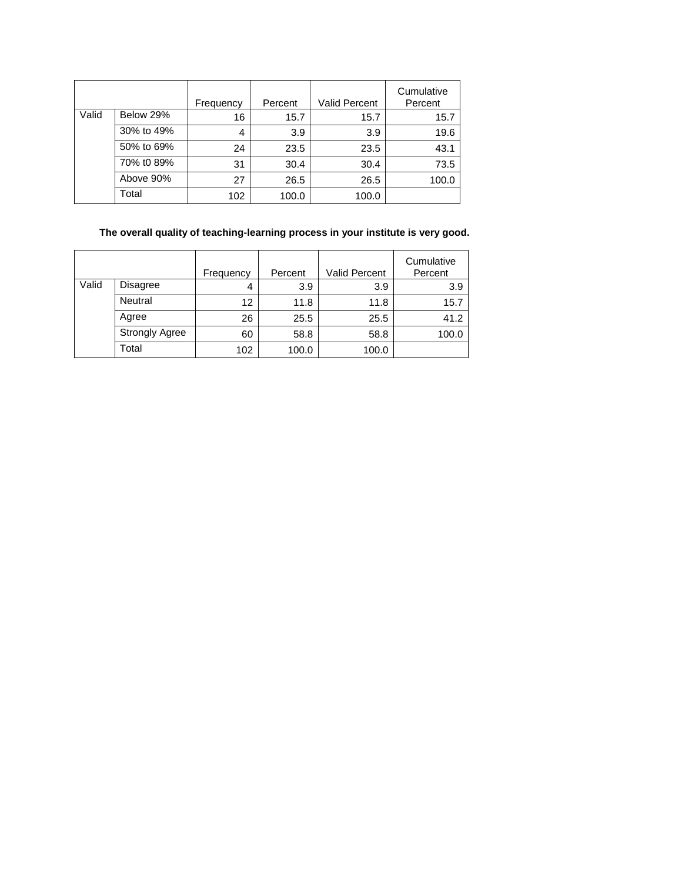| | | Frequency | Percent | Valid Percent | Cumulative Percent |
|---|---|---|---|---|---|
| Valid | Below 29% | 16 | 15.7 | 15.7 | 15.7 |
| | 30% to 49% | 4 | 3.9 | 3.9 | 19.6 |
| | 50% to 69% | 24 | 23.5 | 23.5 | 43.1 |
| | 70% t0 89% | 31 | 30.4 | 30.4 | 73.5 |
| | Above 90% | 27 | 26.5 | 26.5 | 100.0 |
| | Total | 102 | 100.0 | 100.0 | |

**The overall quality of teaching-learning process in your institute is very good.**

| | | Frequency | Percent | Valid Percent | Cumulative Percent |
|---|---|---|---|---|---|
| Valid | Disagree | 4 | 3.9 | 3.9 | 3.9 |
| | Neutral | 12 | 11.8 | 11.8 | 15.7 |
| | Agree | 26 | 25.5 | 25.5 | 41.2 |
| | Strongly Agree | 60 | 58.8 | 58.8 | 100.0 |
| | Total | 102 | 100.0 | 100.0 | |